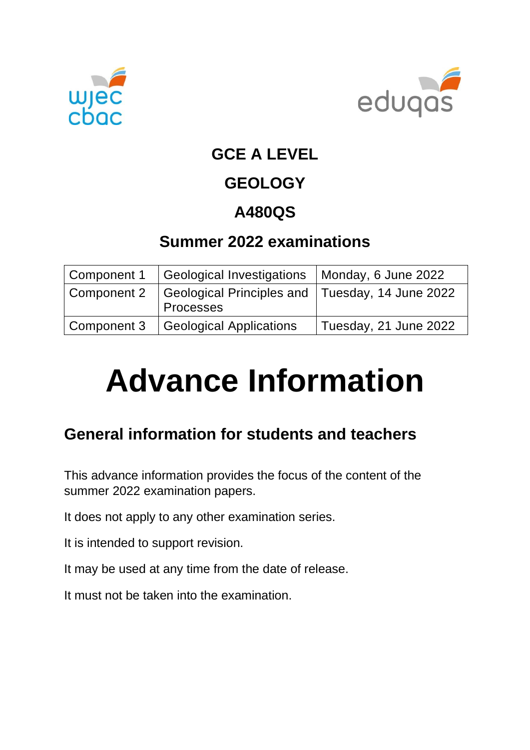# GCE A LEVEL

# GEOLOGY

# A480QS

## Summer 2022 examinations

| Component 1 | Geological Investigations | Monday, 6 June 2022 |
|---|---|---|
| Component 2 | Geological Principles and Processes | Tuesday, 14 June 2022 |
| Component 3 | Geological Applications | Tuesday, 21 June 2022 |

# Advance Information

## General information for students and teachers

This advance information provides the focus of the content of the summer 2022 examination papers.

It does not apply to any other examination series.

It is intended to support revision.

It may be used at any time from the date of release.

It must not be taken into the examination.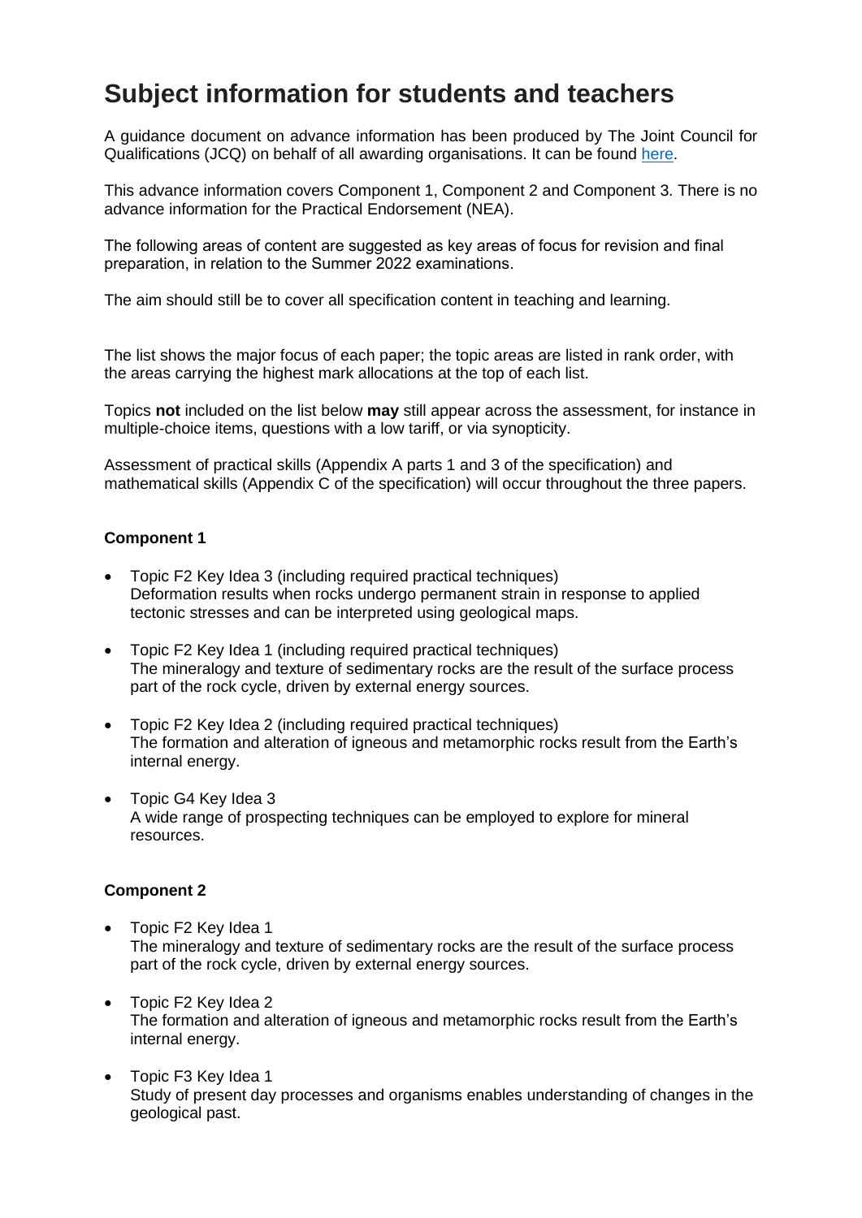# Subject information for students and teachers

A guidance document on advance information has been produced by The Joint Council for Qualifications (JCQ) on behalf of all awarding organisations. It can be found here.

This advance information covers Component 1, Component 2 and Component 3. There is no advance information for the Practical Endorsement (NEA).

The following areas of content are suggested as key areas of focus for revision and final preparation, in relation to the Summer 2022 examinations.

The aim should still be to cover all specification content in teaching and learning.

The list shows the major focus of each paper; the topic areas are listed in rank order, with the areas carrying the highest mark allocations at the top of each list.

Topics **not** included on the list below **may** still appear across the assessment, for instance in multiple-choice items, questions with a low tariff, or via synopticity.

Assessment of practical skills (Appendix A parts 1 and 3 of the specification) and mathematical skills (Appendix C of the specification) will occur throughout the three papers.

**Component 1**

- Topic F2 Key Idea 3 (including required practical techniques)
  Deformation results when rocks undergo permanent strain in response to applied tectonic stresses and can be interpreted using geological maps.
- Topic F2 Key Idea 1 (including required practical techniques)
  The mineralogy and texture of sedimentary rocks are the result of the surface process part of the rock cycle, driven by external energy sources.
- Topic F2 Key Idea 2 (including required practical techniques)
  The formation and alteration of igneous and metamorphic rocks result from the Earth's internal energy.
- Topic G4 Key Idea 3
  A wide range of prospecting techniques can be employed to explore for mineral resources.

**Component 2**

- Topic F2 Key Idea 1
  The mineralogy and texture of sedimentary rocks are the result of the surface process part of the rock cycle, driven by external energy sources.
- Topic F2 Key Idea 2
  The formation and alteration of igneous and metamorphic rocks result from the Earth's internal energy.
- Topic F3 Key Idea 1
  Study of present day processes and organisms enables understanding of changes in the geological past.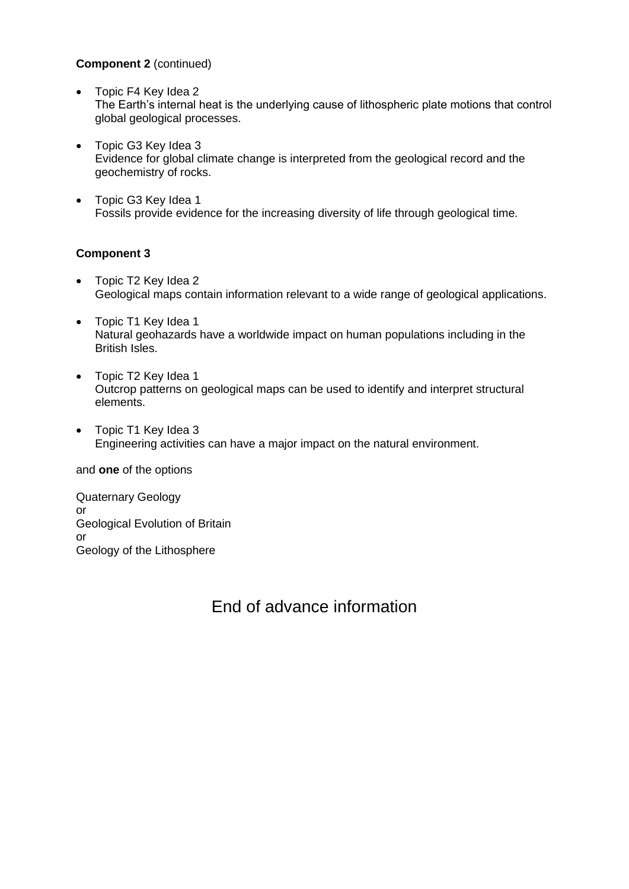**Component 2** (continued)

- Topic F4 Key Idea 2
  The Earth's internal heat is the underlying cause of lithospheric plate motions that control global geological processes.

- Topic G3 Key Idea 3
  Evidence for global climate change is interpreted from the geological record and the geochemistry of rocks.

- Topic G3 Key Idea 1
  Fossils provide evidence for the increasing diversity of life through geological time.

**Component 3**

- Topic T2 Key Idea 2
  Geological maps contain information relevant to a wide range of geological applications.

- Topic T1 Key Idea 1
  Natural geohazards have a worldwide impact on human populations including in the British Isles.

- Topic T2 Key Idea 1
  Outcrop patterns on geological maps can be used to identify and interpret structural elements.

- Topic T1 Key Idea 3
  Engineering activities can have a major impact on the natural environment.

and **one** of the options

Quaternary Geology
or
Geological Evolution of Britain
or
Geology of the Lithosphere

## End of advance information